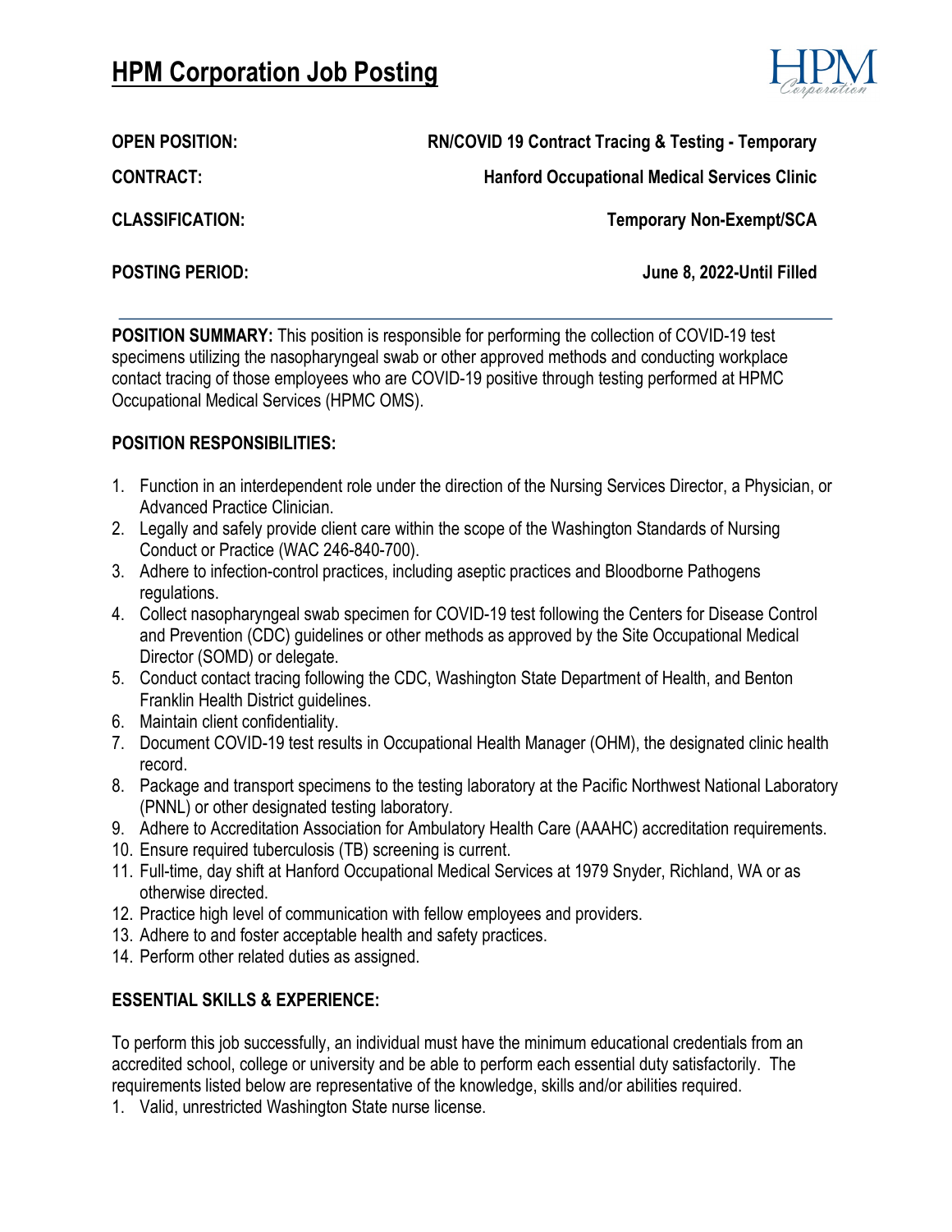# HPM Corporation Job Posting

**OPEN POSITION:** **RN/COVID 19 Contract Tracing & Testing - Temporary**

**CONTRACT:** **Hanford Occupational Medical Services Clinic**

**CLASSIFICATION:** **Temporary Non-Exempt/SCA**

**POSTING PERIOD:** **June 8, 2022-Until Filled**

---

**POSITION SUMMARY:** This position is responsible for performing the collection of COVID-19 test specimens utilizing the nasopharyngeal swab or other approved methods and conducting workplace contact tracing of those employees who are COVID-19 positive through testing performed at HPMC Occupational Medical Services (HPMC OMS).

**POSITION RESPONSIBILITIES:**

1. Function in an interdependent role under the direction of the Nursing Services Director, a Physician, or Advanced Practice Clinician.
2. Legally and safely provide client care within the scope of the Washington Standards of Nursing Conduct or Practice (WAC 246-840-700).
3. Adhere to infection-control practices, including aseptic practices and Bloodborne Pathogens regulations.
4. Collect nasopharyngeal swab specimen for COVID-19 test following the Centers for Disease Control and Prevention (CDC) guidelines or other methods as approved by the Site Occupational Medical Director (SOMD) or delegate.
5. Conduct contact tracing following the CDC, Washington State Department of Health, and Benton Franklin Health District guidelines.
6. Maintain client confidentiality.
7. Document COVID-19 test results in Occupational Health Manager (OHM), the designated clinic health record.
8. Package and transport specimens to the testing laboratory at the Pacific Northwest National Laboratory (PNNL) or other designated testing laboratory.
9. Adhere to Accreditation Association for Ambulatory Health Care (AAAHC) accreditation requirements.
10. Ensure required tuberculosis (TB) screening is current.
11. Full-time, day shift at Hanford Occupational Medical Services at 1979 Snyder, Richland, WA or as otherwise directed.
12. Practice high level of communication with fellow employees and providers.
13. Adhere to and foster acceptable health and safety practices.
14. Perform other related duties as assigned.

**ESSENTIAL SKILLS & EXPERIENCE:**

To perform this job successfully, an individual must have the minimum educational credentials from an accredited school, college or university and be able to perform each essential duty satisfactorily. The requirements listed below are representative of the knowledge, skills and/or abilities required.

1. Valid, unrestricted Washington State nurse license.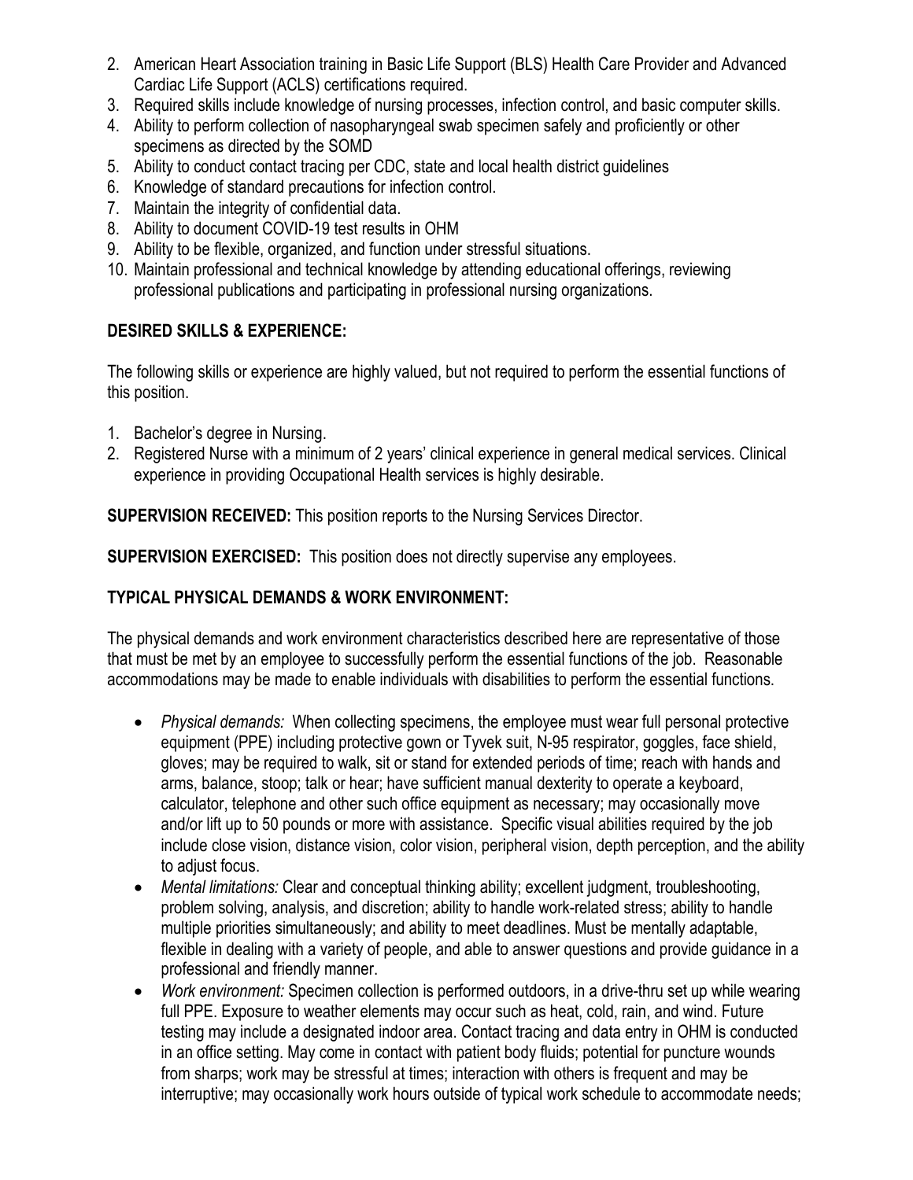2. American Heart Association training in Basic Life Support (BLS) Health Care Provider and Advanced Cardiac Life Support (ACLS) certifications required.
3. Required skills include knowledge of nursing processes, infection control, and basic computer skills.
4. Ability to perform collection of nasopharyngeal swab specimen safely and proficiently or other specimens as directed by the SOMD
5. Ability to conduct contact tracing per CDC, state and local health district guidelines
6. Knowledge of standard precautions for infection control.
7. Maintain the integrity of confidential data.
8. Ability to document COVID-19 test results in OHM
9. Ability to be flexible, organized, and function under stressful situations.
10. Maintain professional and technical knowledge by attending educational offerings, reviewing professional publications and participating in professional nursing organizations.

**DESIRED SKILLS & EXPERIENCE:**

The following skills or experience are highly valued, but not required to perform the essential functions of this position.

1. Bachelor's degree in Nursing.
2. Registered Nurse with a minimum of 2 years' clinical experience in general medical services. Clinical experience in providing Occupational Health services is highly desirable.

**SUPERVISION RECEIVED:** This position reports to the Nursing Services Director.

**SUPERVISION EXERCISED:** This position does not directly supervise any employees.

**TYPICAL PHYSICAL DEMANDS & WORK ENVIRONMENT:**

The physical demands and work environment characteristics described here are representative of those that must be met by an employee to successfully perform the essential functions of the job. Reasonable accommodations may be made to enable individuals with disabilities to perform the essential functions.

- *Physical demands:* When collecting specimens, the employee must wear full personal protective equipment (PPE) including protective gown or Tyvek suit, N-95 respirator, goggles, face shield, gloves; may be required to walk, sit or stand for extended periods of time; reach with hands and arms, balance, stoop; talk or hear; have sufficient manual dexterity to operate a keyboard, calculator, telephone and other such office equipment as necessary; may occasionally move and/or lift up to 50 pounds or more with assistance. Specific visual abilities required by the job include close vision, distance vision, color vision, peripheral vision, depth perception, and the ability to adjust focus.
- *Mental limitations:* Clear and conceptual thinking ability; excellent judgment, troubleshooting, problem solving, analysis, and discretion; ability to handle work-related stress; ability to handle multiple priorities simultaneously; and ability to meet deadlines. Must be mentally adaptable, flexible in dealing with a variety of people, and able to answer questions and provide guidance in a professional and friendly manner.
- *Work environment:* Specimen collection is performed outdoors, in a drive-thru set up while wearing full PPE. Exposure to weather elements may occur such as heat, cold, rain, and wind. Future testing may include a designated indoor area. Contact tracing and data entry in OHM is conducted in an office setting. May come in contact with patient body fluids; potential for puncture wounds from sharps; work may be stressful at times; interaction with others is frequent and may be interruptive; may occasionally work hours outside of typical work schedule to accommodate needs;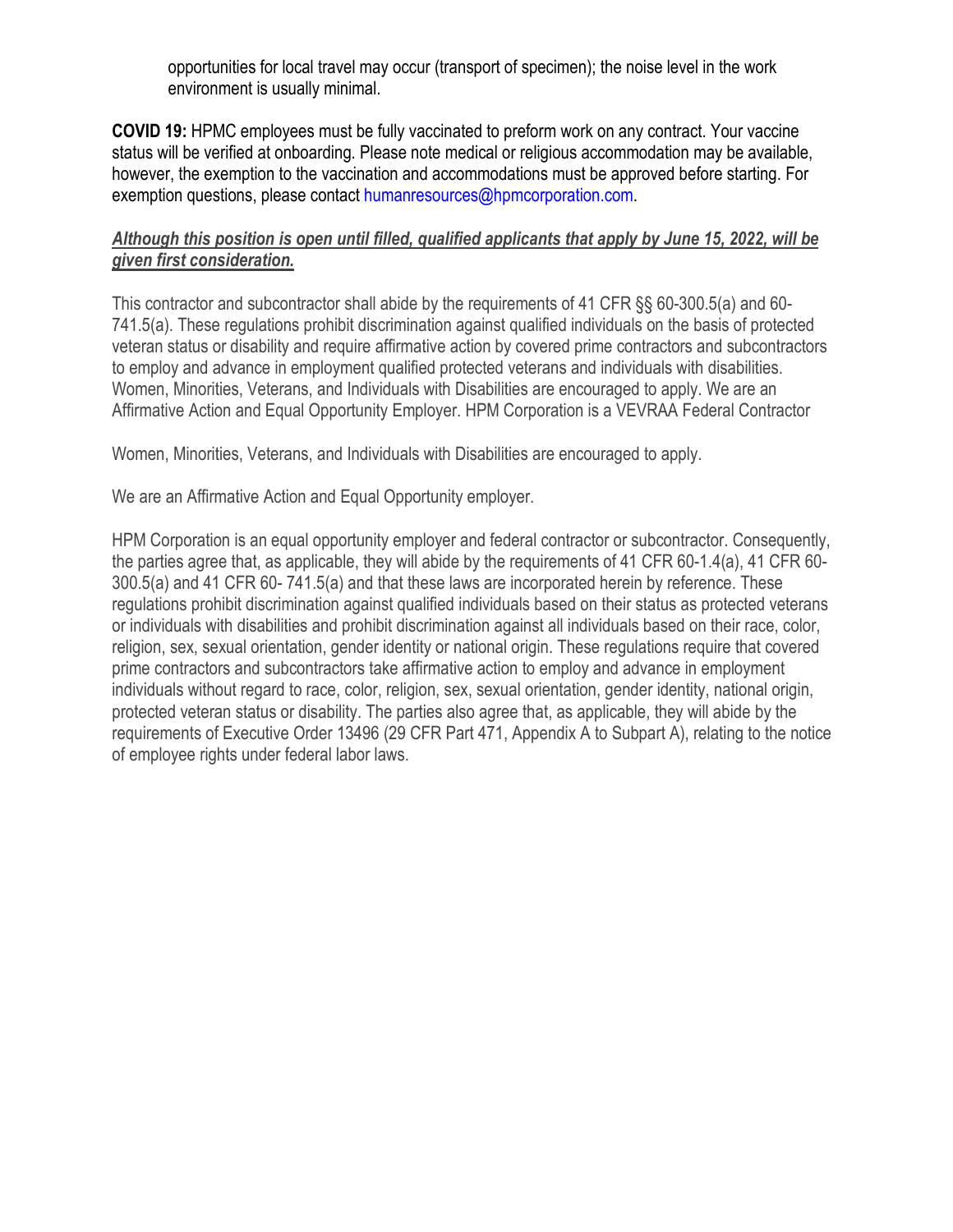opportunities for local travel may occur (transport of specimen); the noise level in the work environment is usually minimal.

**COVID 19:** HPMC employees must be fully vaccinated to preform work on any contract. Your vaccine status will be verified at onboarding. Please note medical or religious accommodation may be available, however, the exemption to the vaccination and accommodations must be approved before starting. For exemption questions, please contact humanresources@hpmcorporation.com.

***Although this position is open until filled, qualified applicants that apply by June 15, 2022, will be given first consideration.***

This contractor and subcontractor shall abide by the requirements of 41 CFR §§ 60-300.5(a) and 60-741.5(a). These regulations prohibit discrimination against qualified individuals on the basis of protected veteran status or disability and require affirmative action by covered prime contractors and subcontractors to employ and advance in employment qualified protected veterans and individuals with disabilities. Women, Minorities, Veterans, and Individuals with Disabilities are encouraged to apply. We are an Affirmative Action and Equal Opportunity Employer. HPM Corporation is a VEVRAA Federal Contractor

Women, Minorities, Veterans, and Individuals with Disabilities are encouraged to apply.

We are an Affirmative Action and Equal Opportunity employer.

HPM Corporation is an equal opportunity employer and federal contractor or subcontractor. Consequently, the parties agree that, as applicable, they will abide by the requirements of 41 CFR 60-1.4(a), 41 CFR 60-300.5(a) and 41 CFR 60- 741.5(a) and that these laws are incorporated herein by reference. These regulations prohibit discrimination against qualified individuals based on their status as protected veterans or individuals with disabilities and prohibit discrimination against all individuals based on their race, color, religion, sex, sexual orientation, gender identity or national origin. These regulations require that covered prime contractors and subcontractors take affirmative action to employ and advance in employment individuals without regard to race, color, religion, sex, sexual orientation, gender identity, national origin, protected veteran status or disability. The parties also agree that, as applicable, they will abide by the requirements of Executive Order 13496 (29 CFR Part 471, Appendix A to Subpart A), relating to the notice of employee rights under federal labor laws.